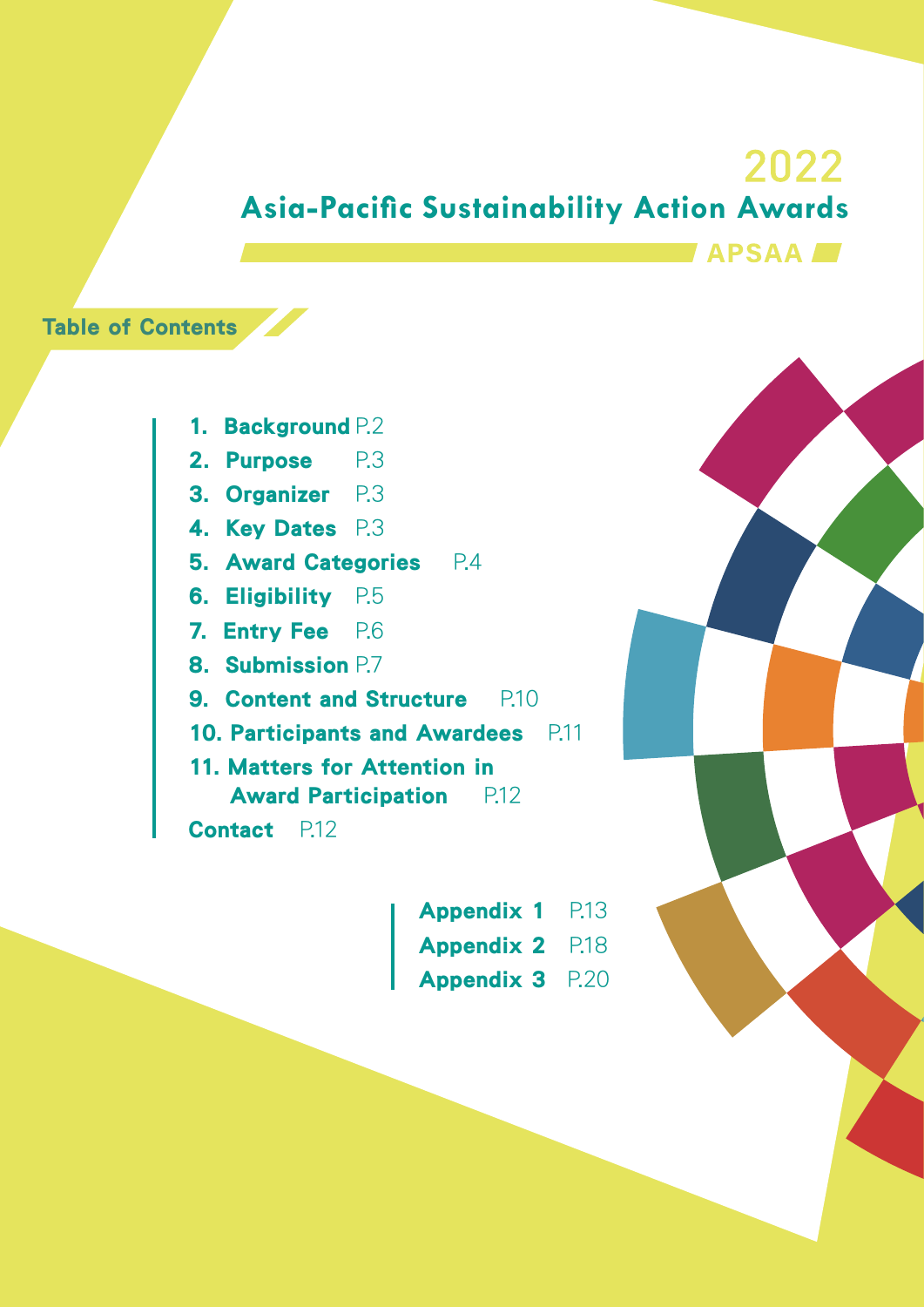# 2022 Asia-Pacific Sustainability Action Awards

**APSAA**

## Table of Contents

1. **Background** P.2
2. **Purpose** P.3
3. **Organizer** P.3
4. **Key Dates** P.3
5. **Award Categories** P.4
6. **Eligibility** P.5
7. **Entry Fee** P.6
8. **Submission** P.7
9. **Content and Structure** P.10
10. **Participants and Awardees** P.11
11. **Matters for Attention in Award Participation** P.12

**Contact** P.12

**Appendix 1** P.13
**Appendix 2** P.18
**Appendix 3** P.20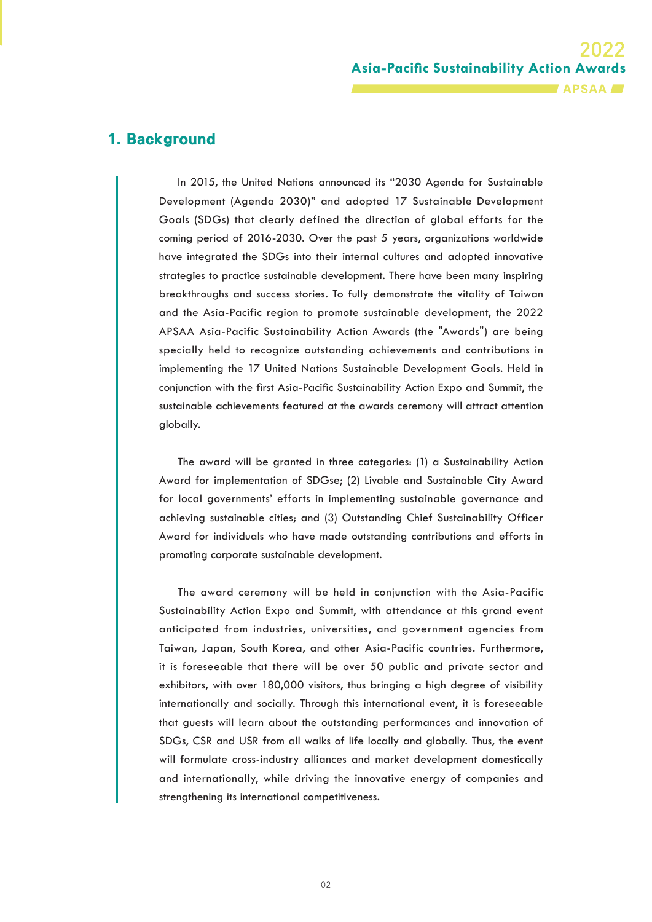## 1. Background

In 2015, the United Nations announced its "2030 Agenda for Sustainable Development (Agenda 2030)" and adopted 17 Sustainable Development Goals (SDGs) that clearly defined the direction of global efforts for the coming period of 2016-2030. Over the past 5 years, organizations worldwide have integrated the SDGs into their internal cultures and adopted innovative strategies to practice sustainable development. There have been many inspiring breakthroughs and success stories. To fully demonstrate the vitality of Taiwan and the Asia-Pacific region to promote sustainable development, the 2022 APSAA Asia-Pacific Sustainability Action Awards (the "Awards") are being specially held to recognize outstanding achievements and contributions in implementing the 17 United Nations Sustainable Development Goals. Held in conjunction with the first Asia-Pacific Sustainability Action Expo and Summit, the sustainable achievements featured at the awards ceremony will attract attention globally.

The award will be granted in three categories: (1) a Sustainability Action Award for implementation of SDGse; (2) Livable and Sustainable City Award for local governments' efforts in implementing sustainable governance and achieving sustainable cities; and (3) Outstanding Chief Sustainability Officer Award for individuals who have made outstanding contributions and efforts in promoting corporate sustainable development.

The award ceremony will be held in conjunction with the Asia-Pacific Sustainability Action Expo and Summit, with attendance at this grand event anticipated from industries, universities, and government agencies from Taiwan, Japan, South Korea, and other Asia-Pacific countries. Furthermore, it is foreseeable that there will be over 50 public and private sector and exhibitors, with over 180,000 visitors, thus bringing a high degree of visibility internationally and socially. Through this international event, it is foreseeable that guests will learn about the outstanding performances and innovation of SDGs, CSR and USR from all walks of life locally and globally. Thus, the event will formulate cross-industry alliances and market development domestically and internationally, while driving the innovative energy of companies and strengthening its international competitiveness.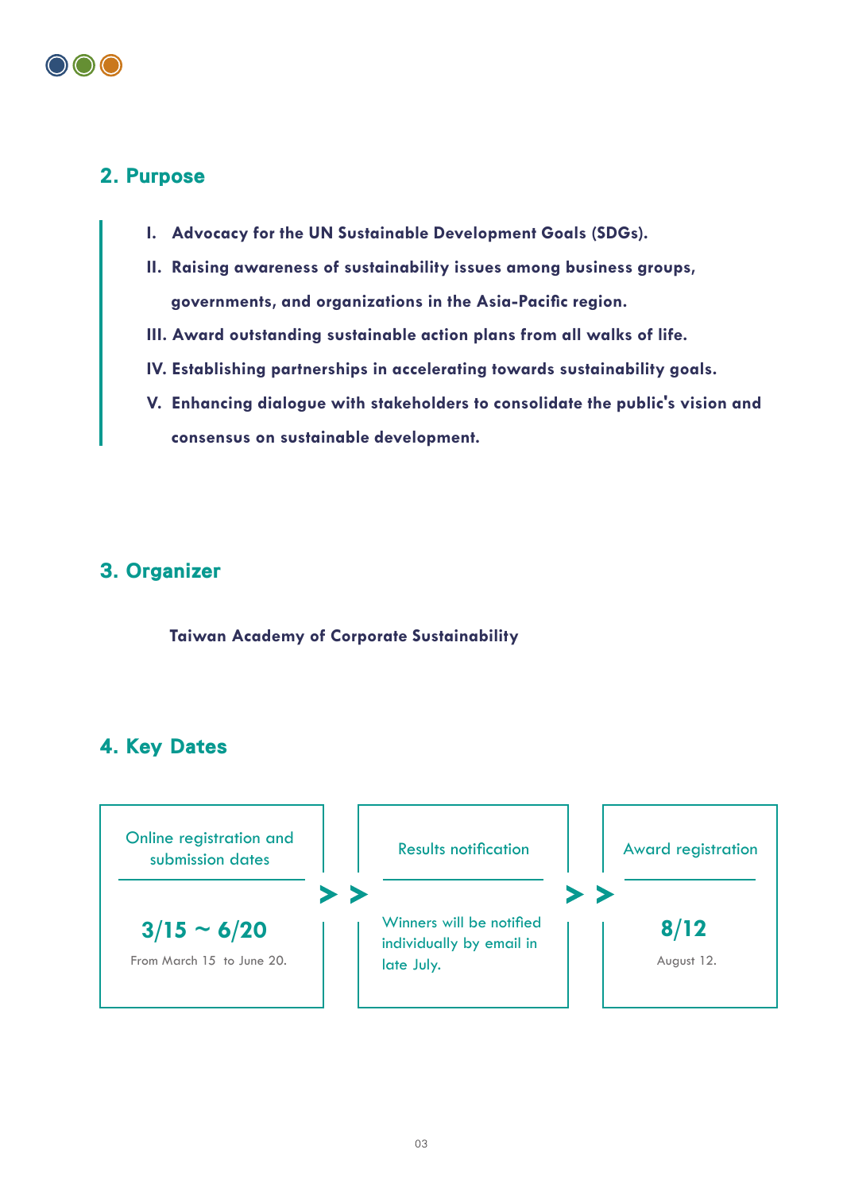## 2. Purpose

- **I. Advocacy for the UN Sustainable Development Goals (SDGs).**
- **II. Raising awareness of sustainability issues among business groups, governments, and organizations in the Asia-Pacific region.**
- **III. Award outstanding sustainable action plans from all walks of life.**
- **IV. Establishing partnerships in accelerating towards sustainability goals.**
- **V. Enhancing dialogue with stakeholders to consolidate the public's vision and consensus on sustainable development.**

## 3. Organizer

**Taiwan Academy of Corporate Sustainability**

## 4. Key Dates

| Online registration and submission dates | | Results notification | | Award registration |
|---|---|---|---|---|
| **3/15 ~ 6/20**<br>From March 15 to June 20. | >> | Winners will be notified individually by email in late July. | >> | **8/12**<br>August 12. |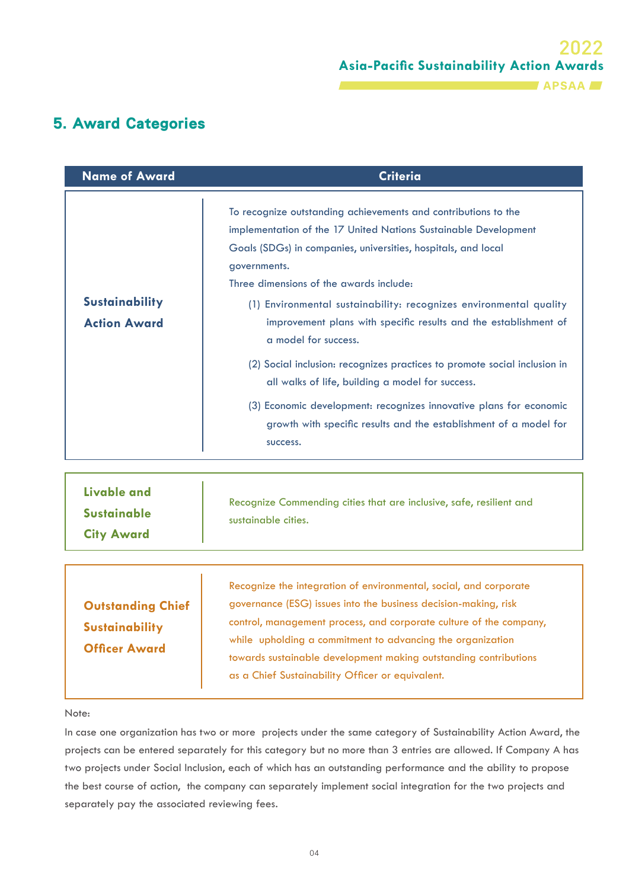## 5. Award Categories

| Name of Award | Criteria |
|---|---|
| **Sustainability Action Award** | To recognize outstanding achievements and contributions to the implementation of the 17 United Nations Sustainable Development Goals (SDGs) in companies, universities, hospitals, and local governments.<br>Three dimensions of the awards include:<br>(1) Environmental sustainability: recognizes environmental quality improvement plans with specific results and the establishment of a model for success.<br>(2) Social inclusion: recognizes practices to promote social inclusion in all walks of life, building a model for success.<br>(3) Economic development: recognizes innovative plans for economic growth with specific results and the establishment of a model for success. |
| **Livable and Sustainable City Award** | Recognize Commending cities that are inclusive, safe, resilient and sustainable cities. |
| **Outstanding Chief Sustainability Officer Award** | Recognize the integration of environmental, social, and corporate governance (ESG) issues into the business decision-making, risk control, management process, and corporate culture of the company, while upholding a commitment to advancing the organization towards sustainable development making outstanding contributions as a Chief Sustainability Officer or equivalent. |

Note:

In case one organization has two or more projects under the same category of Sustainability Action Award, the projects can be entered separately for this category but no more than 3 entries are allowed. If Company A has two projects under Social Inclusion, each of which has an outstanding performance and the ability to propose the best course of action, the company can separately implement social integration for the two projects and separately pay the associated reviewing fees.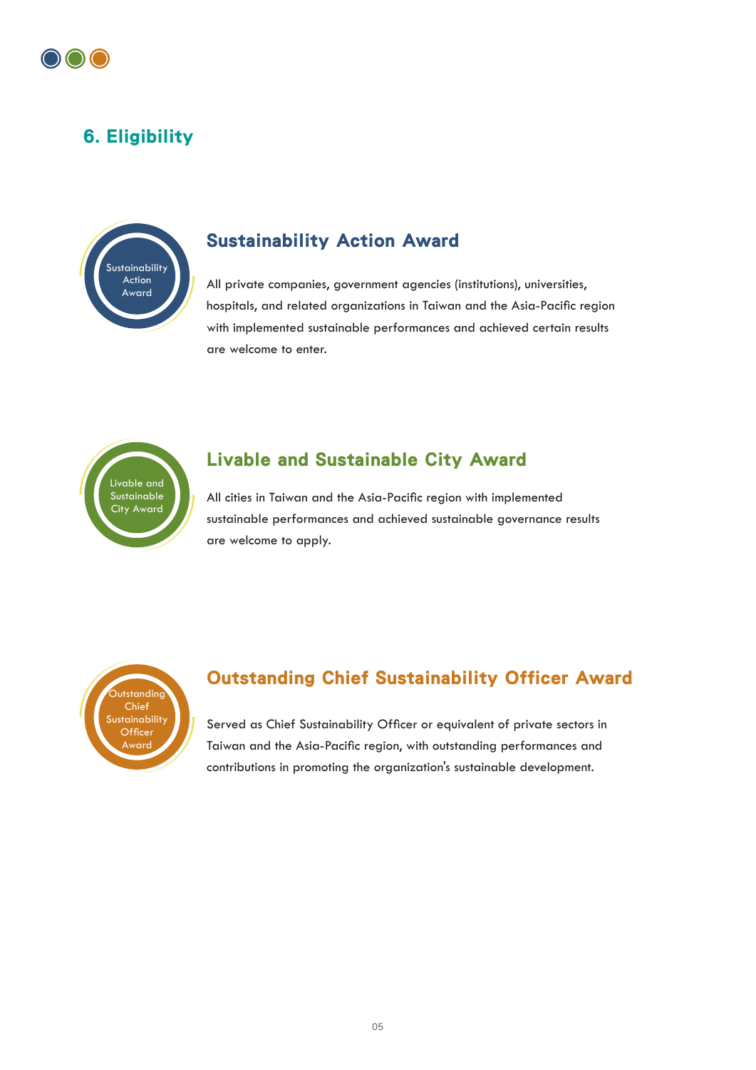## 6. Eligibility

### Sustainability Action Award

All private companies, government agencies (institutions), universities, hospitals, and related organizations in Taiwan and the Asia-Pacific region with implemented sustainable performances and achieved certain results are welcome to enter.

### Livable and Sustainable City Award

All cities in Taiwan and the Asia-Pacific region with implemented sustainable performances and achieved sustainable governance results are welcome to apply.

### Outstanding Chief Sustainability Officer Award

Served as Chief Sustainability Officer or equivalent of private sectors in Taiwan and the Asia-Pacific region, with outstanding performances and contributions in promoting the organization's sustainable development.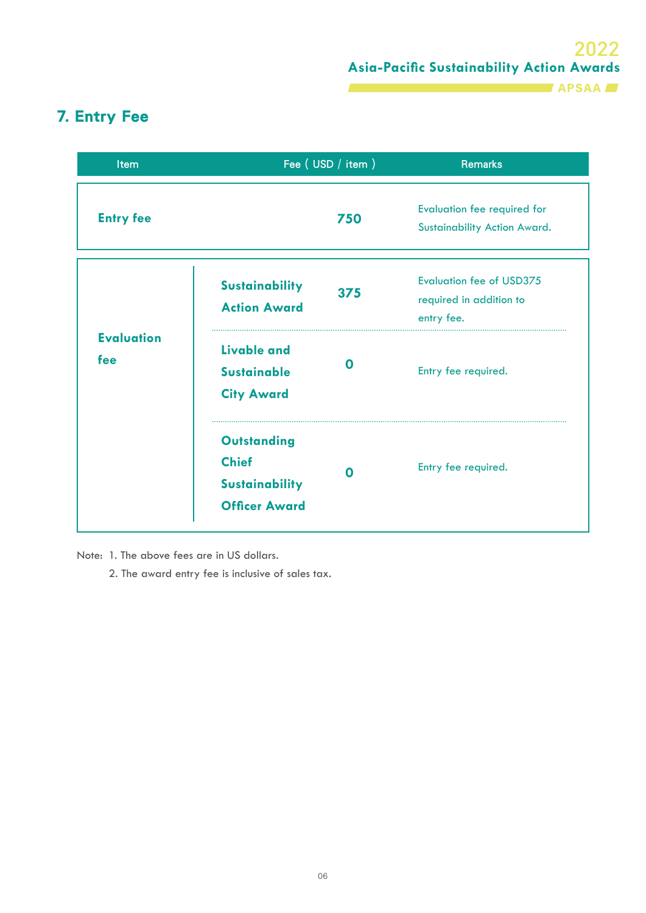## 7. Entry Fee

| Item | | Fee ( USD / item ) | Remarks |
|---|---|---|---|
| **Entry fee** | | **750** | Evaluation fee required for Sustainability Action Award. |
| **Evaluation fee** | **Sustainability Action Award** | **375** | Evaluation fee of USD375 required in addition to entry fee. |
| | **Livable and Sustainable City Award** | **0** | Entry fee required. |
| | **Outstanding Chief Sustainability Officer Award** | **0** | Entry fee required. |

Note: 1. The above fees are in US dollars.

2. The award entry fee is inclusive of sales tax.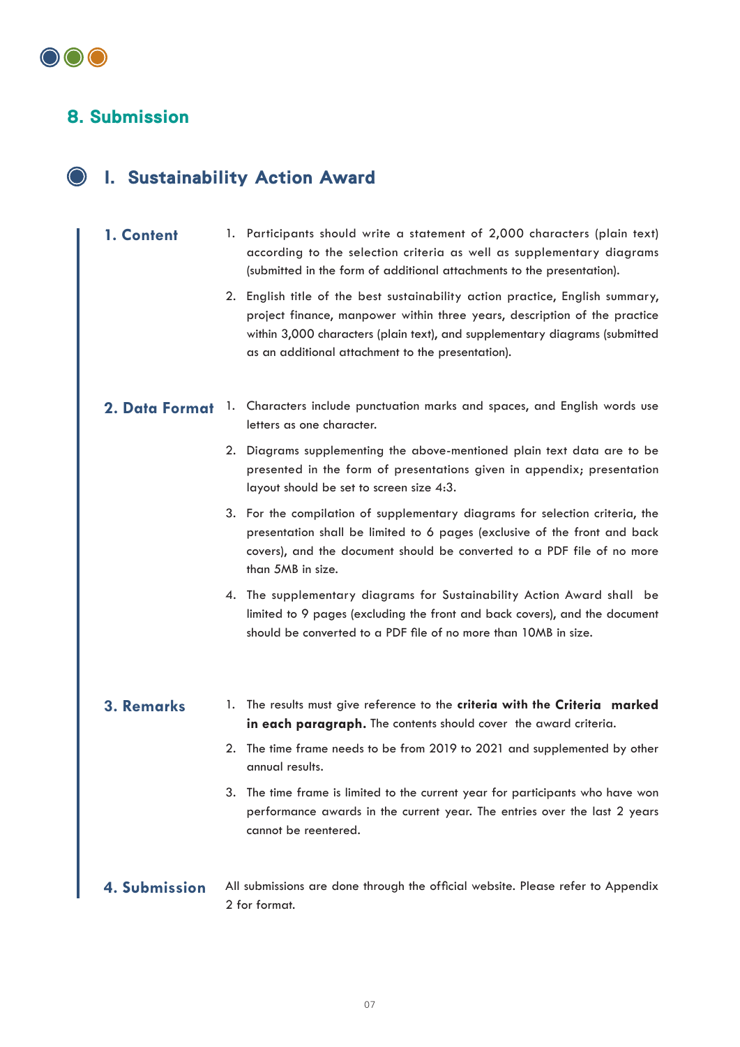## 8. Submission

### I. Sustainability Action Award

**1. Content**

1. Participants should write a statement of 2,000 characters (plain text) according to the selection criteria as well as supplementary diagrams (submitted in the form of additional attachments to the presentation).
2. English title of the best sustainability action practice, English summary, project finance, manpower within three years, description of the practice within 3,000 characters (plain text), and supplementary diagrams (submitted as an additional attachment to the presentation).

**2. Data Format**

1. Characters include punctuation marks and spaces, and English words use letters as one character.
2. Diagrams supplementing the above-mentioned plain text data are to be presented in the form of presentations given in appendix; presentation layout should be set to screen size 4:3.
3. For the compilation of supplementary diagrams for selection criteria, the presentation shall be limited to 6 pages (exclusive of the front and back covers), and the document should be converted to a PDF file of no more than 5MB in size.
4. The supplementary diagrams for Sustainability Action Award shall be limited to 9 pages (excluding the front and back covers), and the document should be converted to a PDF file of no more than 10MB in size.

**3. Remarks**

1. The results must give reference to the **criteria with the Criteria marked in each paragraph.** The contents should cover the award criteria.
2. The time frame needs to be from 2019 to 2021 and supplemented by other annual results.
3. The time frame is limited to the current year for participants who have won performance awards in the current year. The entries over the last 2 years cannot be reentered.

**4. Submission**

All submissions are done through the official website. Please refer to Appendix 2 for format.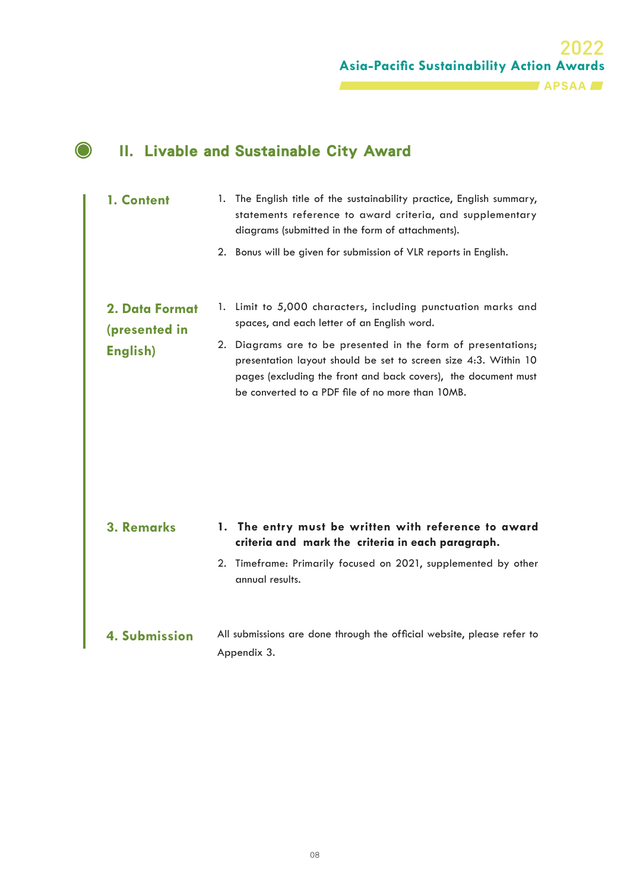## II. Livable and Sustainable City Award

### 1. Content

1. The English title of the sustainability practice, English summary, statements reference to award criteria, and supplementary diagrams (submitted in the form of attachments).
2. Bonus will be given for submission of VLR reports in English.

### 2. Data Format (presented in English)

1. Limit to 5,000 characters, including punctuation marks and spaces, and each letter of an English word.
2. Diagrams are to be presented in the form of presentations; presentation layout should be set to screen size 4:3. Within 10 pages (excluding the front and back covers), the document must be converted to a PDF file of no more than 10MB.

### 3. Remarks

1. **The entry must be written with reference to award criteria and mark the criteria in each paragraph.**
2. Timeframe: Primarily focused on 2021, supplemented by other annual results.

### 4. Submission

All submissions are done through the official website, please refer to Appendix 3.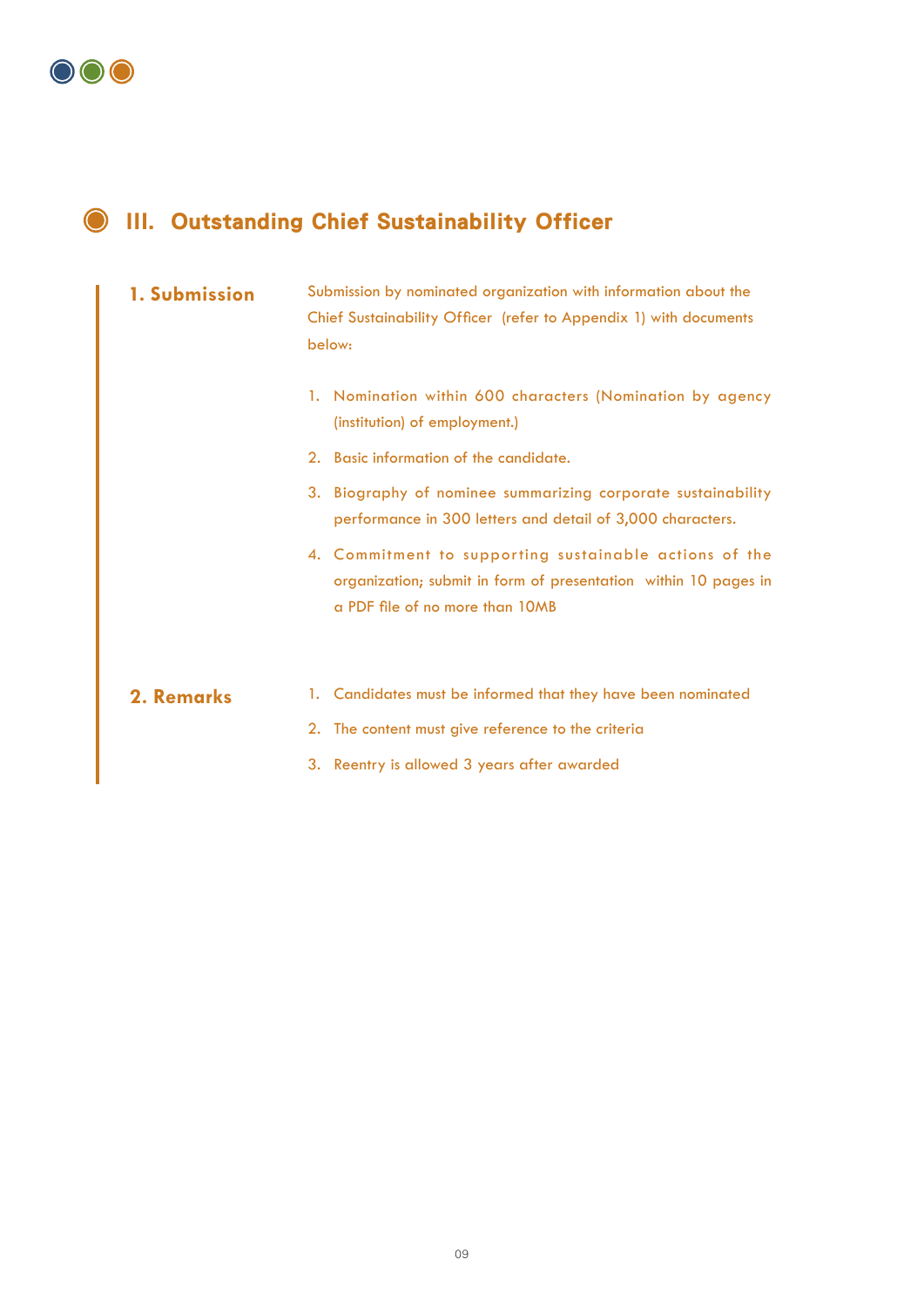## III. Outstanding Chief Sustainability Officer

### 1. Submission

Submission by nominated organization with information about the Chief Sustainability Officer (refer to Appendix 1) with documents below:

1. Nomination within 600 characters (Nomination by agency (institution) of employment.)
2. Basic information of the candidate.
3. Biography of nominee summarizing corporate sustainability performance in 300 letters and detail of 3,000 characters.
4. Commitment to supporting sustainable actions of the organization; submit in form of presentation within 10 pages in a PDF file of no more than 10MB

### 2. Remarks

1. Candidates must be informed that they have been nominated
2. The content must give reference to the criteria
3. Reentry is allowed 3 years after awarded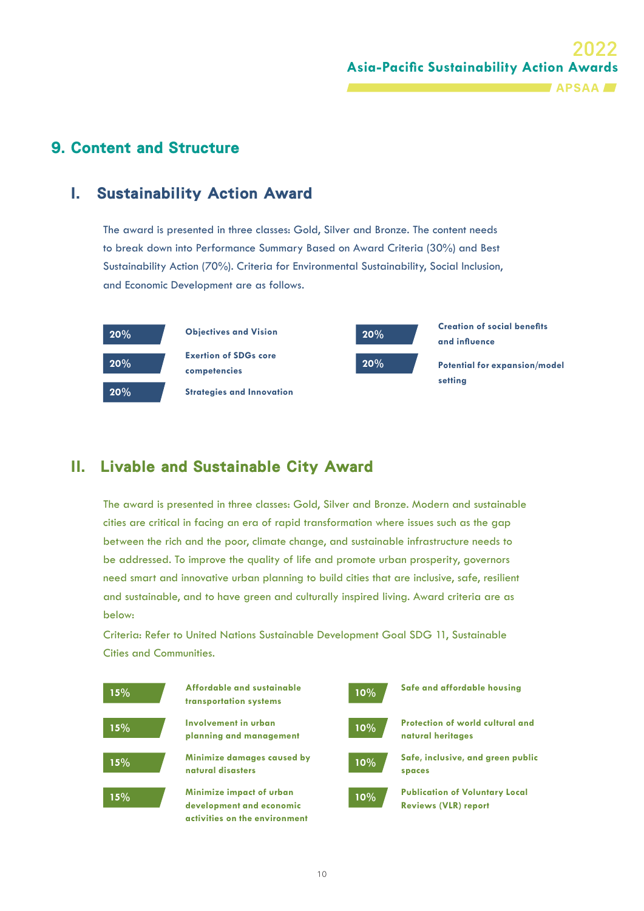## 9. Content and Structure

### I. Sustainability Action Award

The award is presented in three classes: Gold, Silver and Bronze. The content needs to break down into Performance Summary Based on Award Criteria (30%) and Best Sustainability Action (70%). Criteria for Environmental Sustainability, Social Inclusion, and Economic Development are as follows.

| Weight | Criterion |
| --- | --- |
| 20% | **Objectives and Vision** |
| 20% | **Exertion of SDGs core competencies** |
| 20% | **Strategies and Innovation** |
| 20% | **Creation of social benefits and influence** |
| 20% | **Potential for expansion/model setting** |

### II. Livable and Sustainable City Award

The award is presented in three classes: Gold, Silver and Bronze. Modern and sustainable cities are critical in facing an era of rapid transformation where issues such as the gap between the rich and the poor, climate change, and sustainable infrastructure needs to be addressed. To improve the quality of life and promote urban prosperity, governors need smart and innovative urban planning to build cities that are inclusive, safe, resilient and sustainable, and to have green and culturally inspired living. Award criteria are as below:

Criteria: Refer to United Nations Sustainable Development Goal SDG 11, Sustainable Cities and Communities.

| Weight | Criterion |
| --- | --- |
| 15% | **Affordable and sustainable transportation systems** |
| 15% | **Involvement in urban planning and management** |
| 15% | **Minimize damages caused by natural disasters** |
| 15% | **Minimize impact of urban development and economic activities on the environment** |
| 10% | **Safe and affordable housing** |
| 10% | **Protection of world cultural and natural heritages** |
| 10% | **Safe, inclusive, and green public spaces** |
| 10% | **Publication of Voluntary Local Reviews (VLR) report** |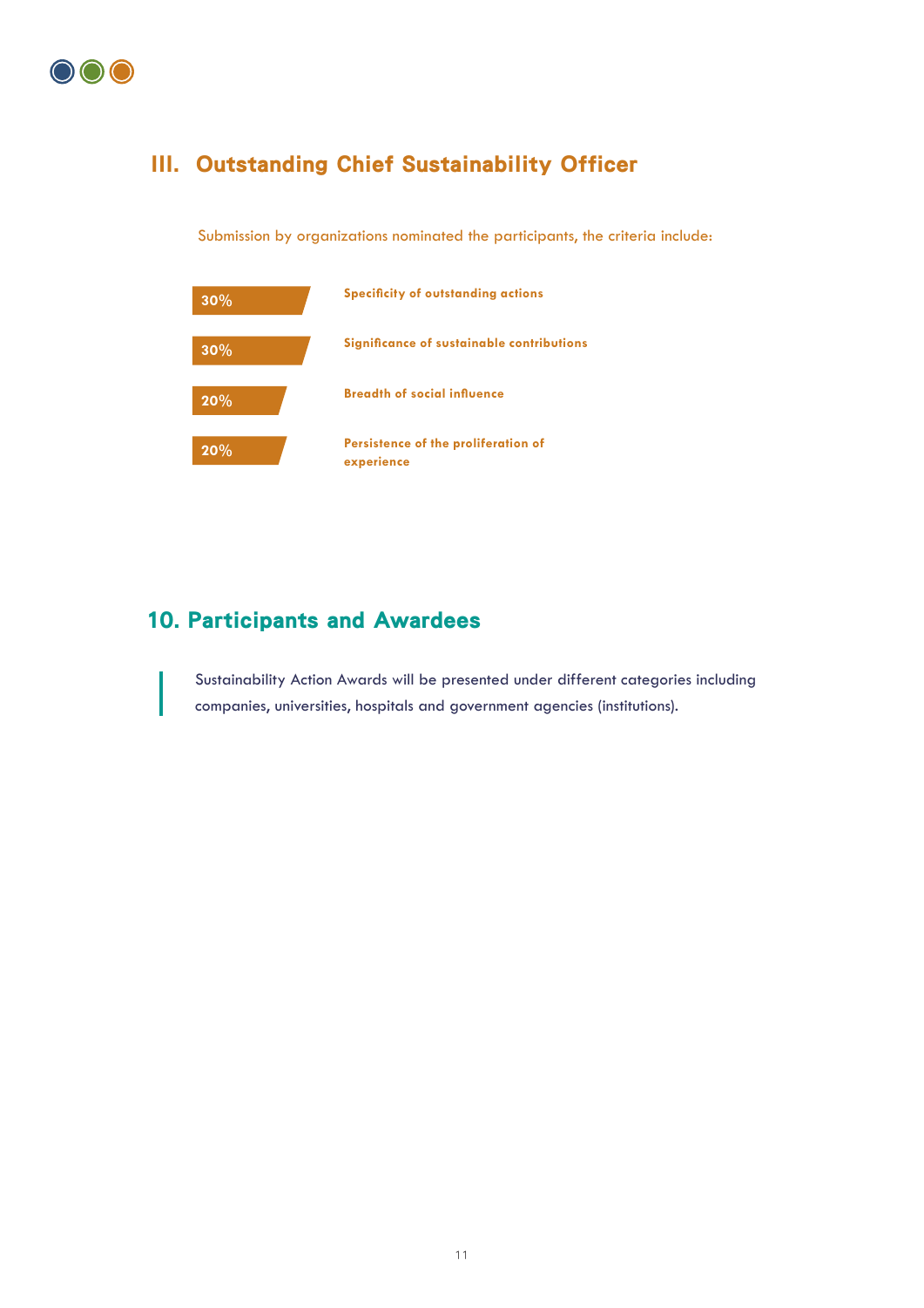### III. Outstanding Chief Sustainability Officer

Submission by organizations nominated the participants, the criteria include:

| Weight | Criteria |
| --- | --- |
| 30% | **Specificity of outstanding actions** |
| 30% | **Significance of sustainable contributions** |
| 20% | **Breadth of social influence** |
| 20% | **Persistence of the proliferation of experience** |

## 10. Participants and Awardees

Sustainability Action Awards will be presented under different categories including companies, universities, hospitals and government agencies (institutions).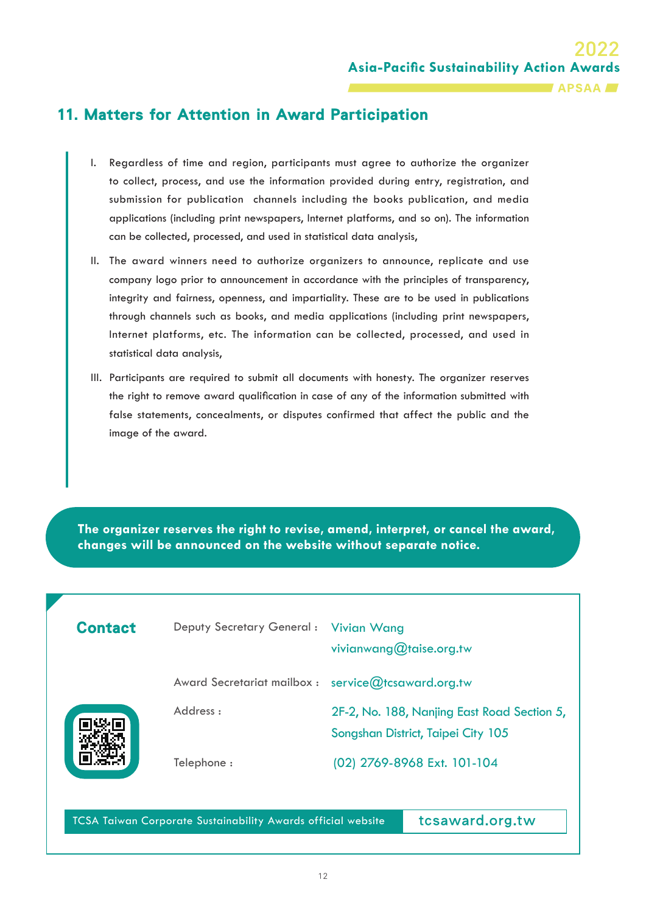## 11. Matters for Attention in Award Participation

I. Regardless of time and region, participants must agree to authorize the organizer to collect, process, and use the information provided during entry, registration, and submission for publication channels including the books publication, and media applications (including print newspapers, Internet platforms, and so on). The information can be collected, processed, and used in statistical data analysis,

II. The award winners need to authorize organizers to announce, replicate and use company logo prior to announcement in accordance with the principles of transparency, integrity and fairness, openness, and impartiality. These are to be used in publications through channels such as books, and media applications (including print newspapers, Internet platforms, etc. The information can be collected, processed, and used in statistical data analysis,

III. Participants are required to submit all documents with honesty. The organizer reserves the right to remove award qualification in case of any of the information submitted with false statements, concealments, or disputes confirmed that affect the public and the image of the award.

**The organizer reserves the right to revise, amend, interpret, or cancel the award, changes will be announced on the website without separate notice.**

### Contact

Deputy Secretary General : Vivian Wang
vivianwang@taise.org.tw

Award Secretariat mailbox : service@tcsaward.org.tw

Address : 2F-2, No. 188, Nanjing East Road Section 5, Songshan District, Taipei City 105

Telephone : (02) 2769-8968 Ext. 101-104

TCSA Taiwan Corporate Sustainability Awards official website tcsaward.org.tw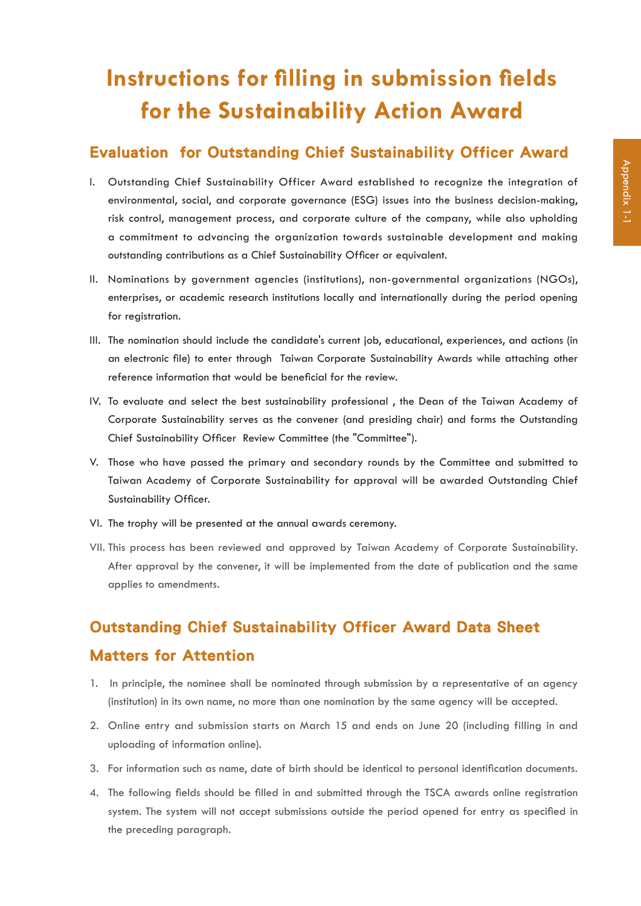# Instructions for filling in submission fields for the Sustainability Action Award

## Evaluation for Outstanding Chief Sustainability Officer Award

I. Outstanding Chief Sustainability Officer Award established to recognize the integration of environmental, social, and corporate governance (ESG) issues into the business decision-making, risk control, management process, and corporate culture of the company, while also upholding a commitment to advancing the organization towards sustainable development and making outstanding contributions as a Chief Sustainability Officer or equivalent.

II. Nominations by government agencies (institutions), non-governmental organizations (NGOs), enterprises, or academic research institutions locally and internationally during the period opening for registration.

III. The nomination should include the candidate's current job, educational, experiences, and actions (in an electronic file) to enter through Taiwan Corporate Sustainability Awards while attaching other reference information that would be beneficial for the review.

IV. To evaluate and select the best sustainability professional , the Dean of the Taiwan Academy of Corporate Sustainability serves as the convener (and presiding chair) and forms the Outstanding Chief Sustainability Officer Review Committee (the "Committee").

V. Those who have passed the primary and secondary rounds by the Committee and submitted to Taiwan Academy of Corporate Sustainability for approval will be awarded Outstanding Chief Sustainability Officer.

VI. The trophy will be presented at the annual awards ceremony.

VII. This process has been reviewed and approved by Taiwan Academy of Corporate Sustainability. After approval by the convener, it will be implemented from the date of publication and the same applies to amendments.

## Outstanding Chief Sustainability Officer Award Data Sheet

## Matters for Attention

1. In principle, the nominee shall be nominated through submission by a representative of an agency (institution) in its own name, no more than one nomination by the same agency will be accepted.
2. Online entry and submission starts on March 15 and ends on June 20 (including filling in and uploading of information online).
3. For information such as name, date of birth should be identical to personal identification documents.
4. The following fields should be filled in and submitted through the TSCA awards online registration system. The system will not accept submissions outside the period opened for entry as specified in the preceding paragraph.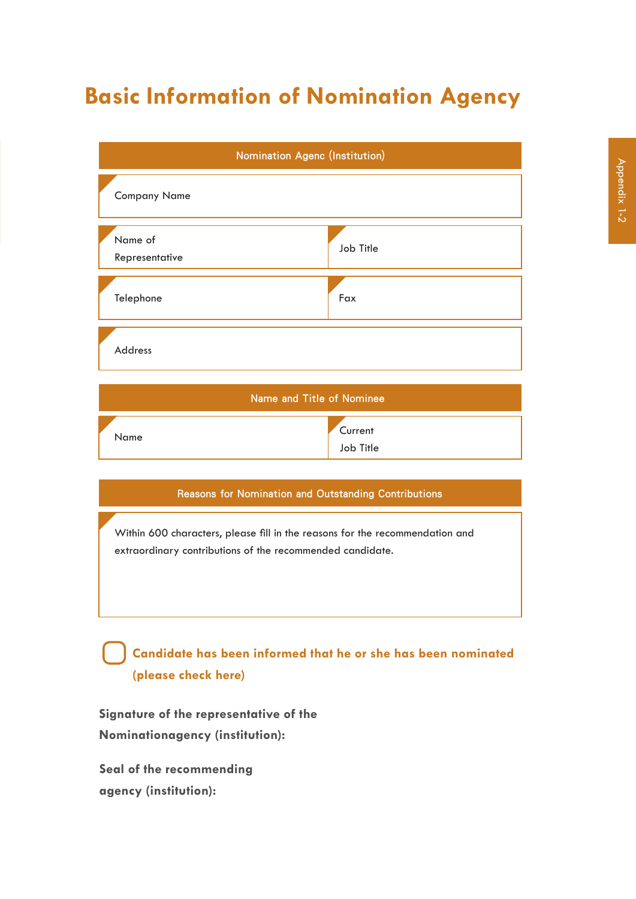# Basic Information of Nomination Agency

| Nomination Agenc (Institution) | | | |
|---|---|---|---|
| Company Name | | | |
| Name of Representative | | Job Title | |
| Telephone | | Fax | |
| Address | | | |

| Name and Title of Nominee | | | |
|---|---|---|---|
| Name | | Current Job Title | |

| Reasons for Nomination and Outstanding Contributions |
|---|
| Within 600 characters, please fill in the reasons for the recommendation and extraordinary contributions of the recommended candidate. |

☐ **Candidate has been informed that he or she has been nominated (please check here)**

**Signature of the representative of the Nominationagency (institution):**

**Seal of the recommending agency (institution):**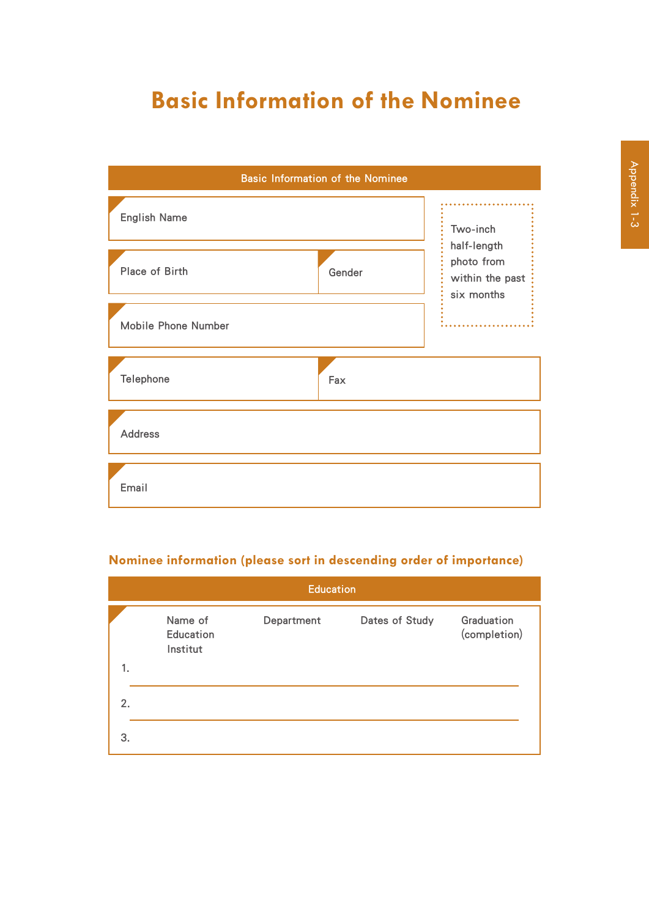# Basic Information of the Nominee

| Basic Information of the Nominee | | |
|---|---|---|
| English Name | | Two-inch half-length photo from within the past six months |
| Place of Birth | Gender | |
| Mobile Phone Number | | |
| Telephone | Fax | |
| Address | | |
| Email | | |

### Nominee information (please sort in descending order of importance)

| Education | | | | |
|---|---|---|---|---|
| | Name of Education Institut | Department | Dates of Study | Graduation (completion) |
| 1. | | | | |
| 2. | | | | |
| 3. | | | | |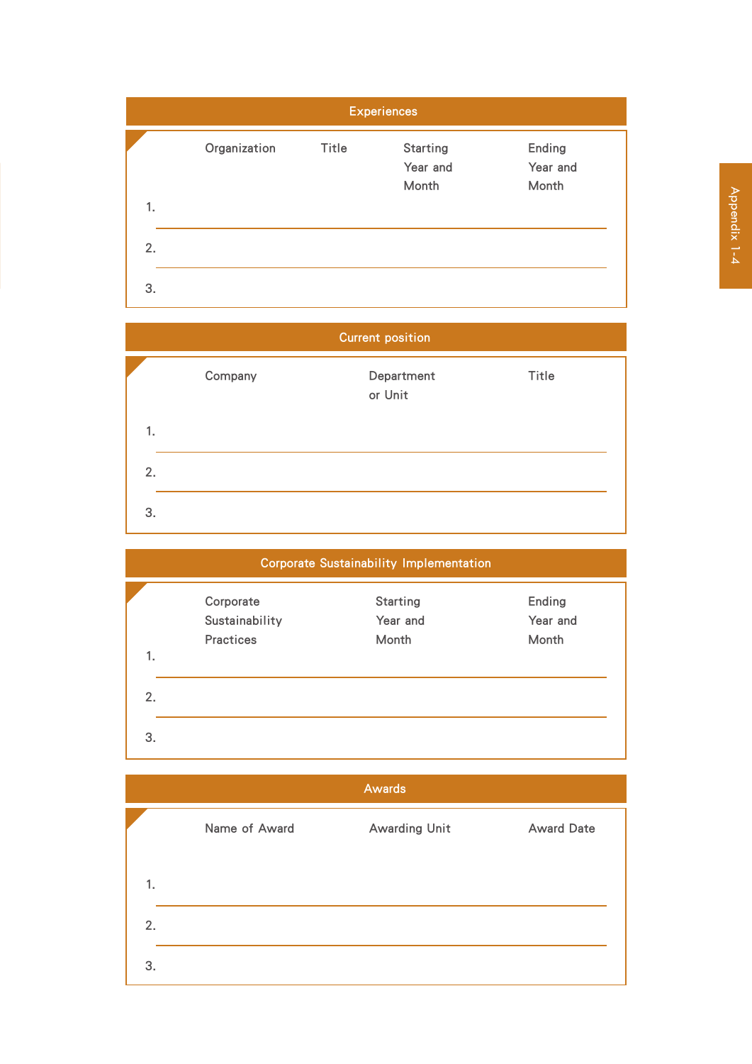## Experiences

| | Organization | Title | Starting Year and Month | Ending Year and Month |
|---|---|---|---|---|
| 1. | | | | |
| 2. | | | | |
| 3. | | | | |

## Current position

| | Company | Department or Unit | Title |
|---|---|---|---|
| 1. | | | |
| 2. | | | |
| 3. | | | |

## Corporate Sustainability Implementation

| | Corporate Sustainability Practices | Starting Year and Month | Ending Year and Month |
|---|---|---|---|
| 1. | | | |
| 2. | | | |
| 3. | | | |

## Awards

| | Name of Award | Awarding Unit | Award Date |
|---|---|---|---|
| 1. | | | |
| 2. | | | |
| 3. | | | |

Appendix 1-4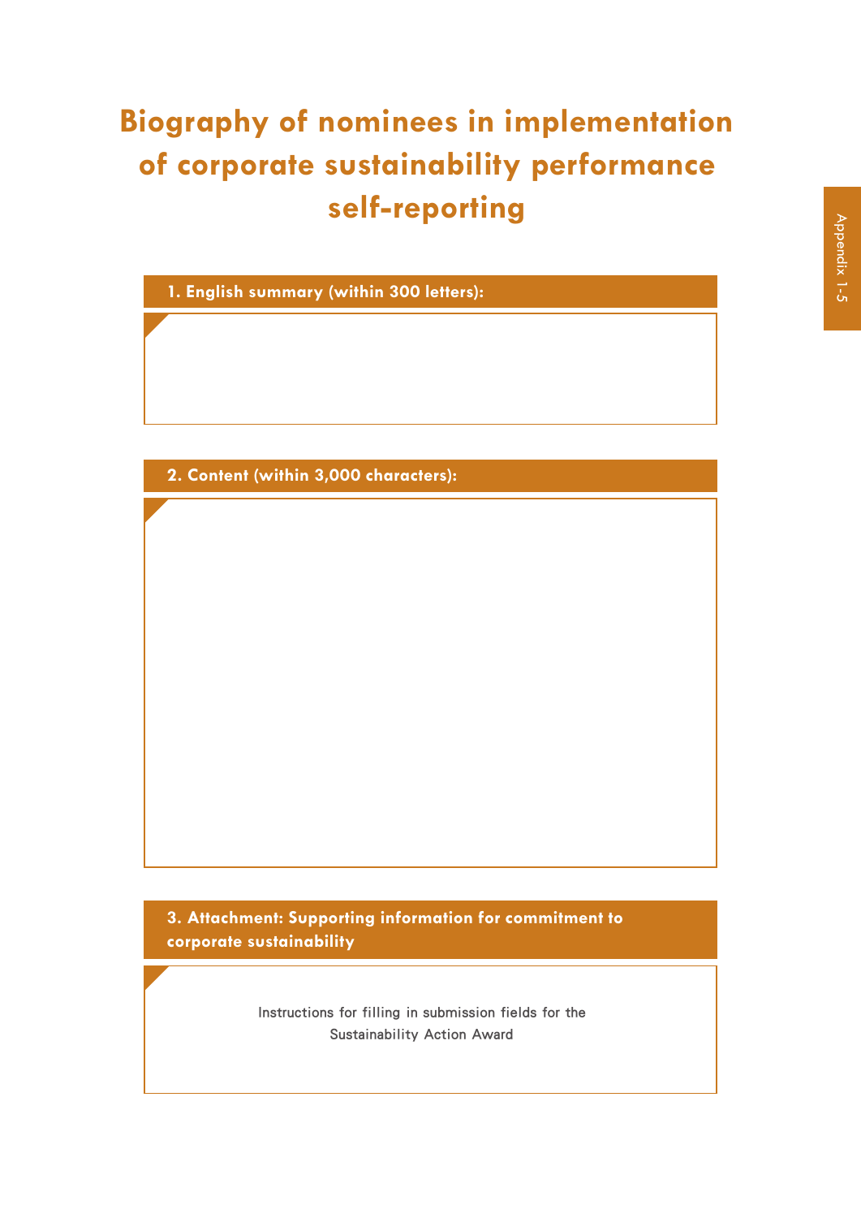# Biography of nominees in implementation of corporate sustainability performance self-reporting

## 1. English summary (within 300 letters):

## 2. Content (within 3,000 characters):

## 3. Attachment: Supporting information for commitment to corporate sustainability

Instructions for filling in submission fields for the Sustainability Action Award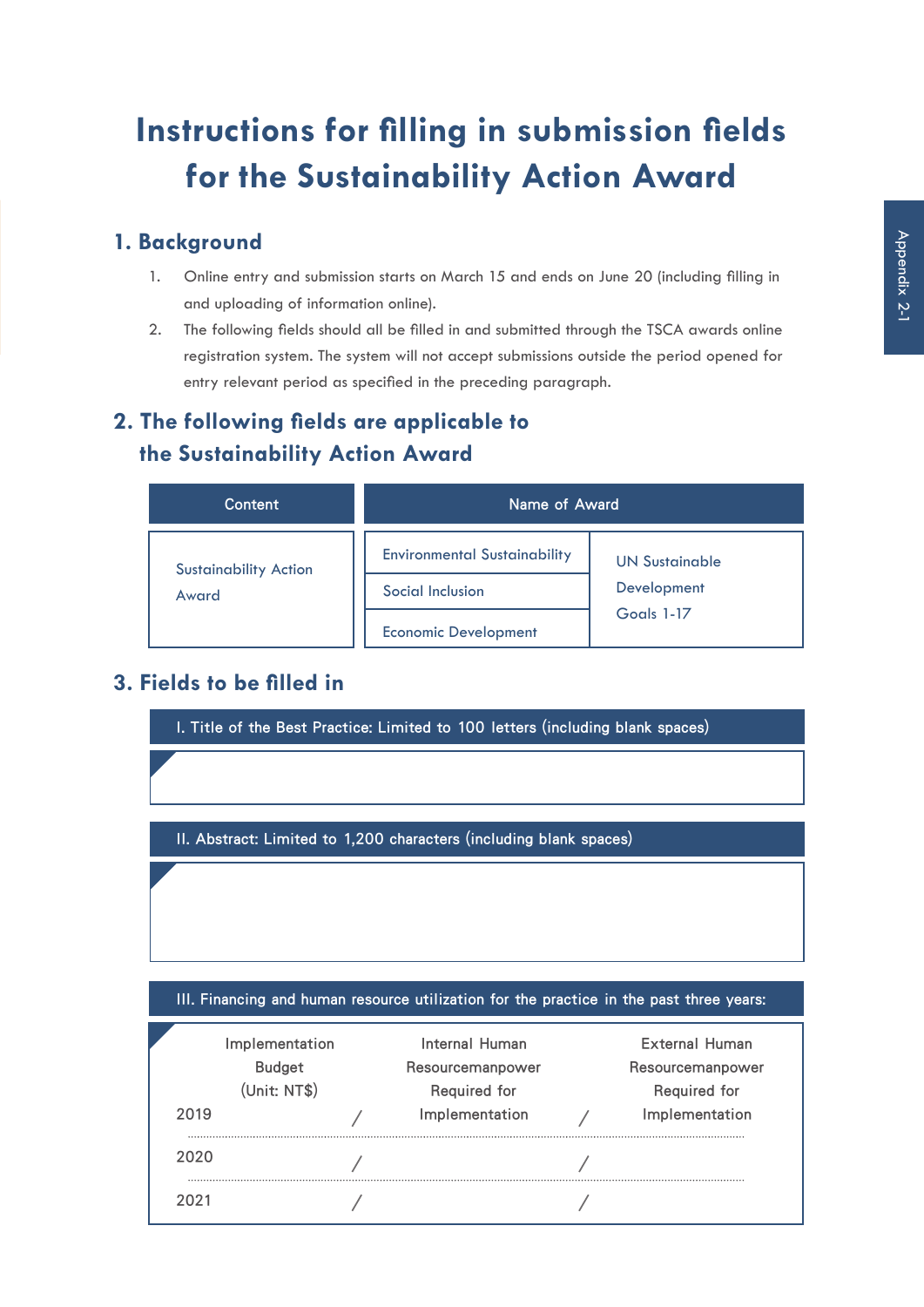# Instructions for filling in submission fields for the Sustainability Action Award

## 1. Background

1. Online entry and submission starts on March 15 and ends on June 20 (including filling in and uploading of information online).
2. The following fields should all be filled in and submitted through the TSCA awards online registration system. The system will not accept submissions outside the period opened for entry relevant period as specified in the preceding paragraph.

## 2. The following fields are applicable to the Sustainability Action Award

| Content | Name of Award | |
|---|---|---|
| Sustainability Action Award | Environmental Sustainability | UN Sustainable Development Goals 1-17 |
| | Social Inclusion | |
| | Economic Development | |

## 3. Fields to be filled in

**I. Title of the Best Practice: Limited to 100 letters (including blank spaces)**

**II. Abstract: Limited to 1,200 characters (including blank spaces)**

**III. Financing and human resource utilization for the practice in the past three years:**

| | Implementation Budget (Unit: NT$) | Internal Human Resourcemanpower Required for Implementation | External Human Resourcemanpower Required for Implementation |
|---|---|---|---|
| 2019 | / | / | |
| 2020 | / | / | |
| 2021 | / | / | |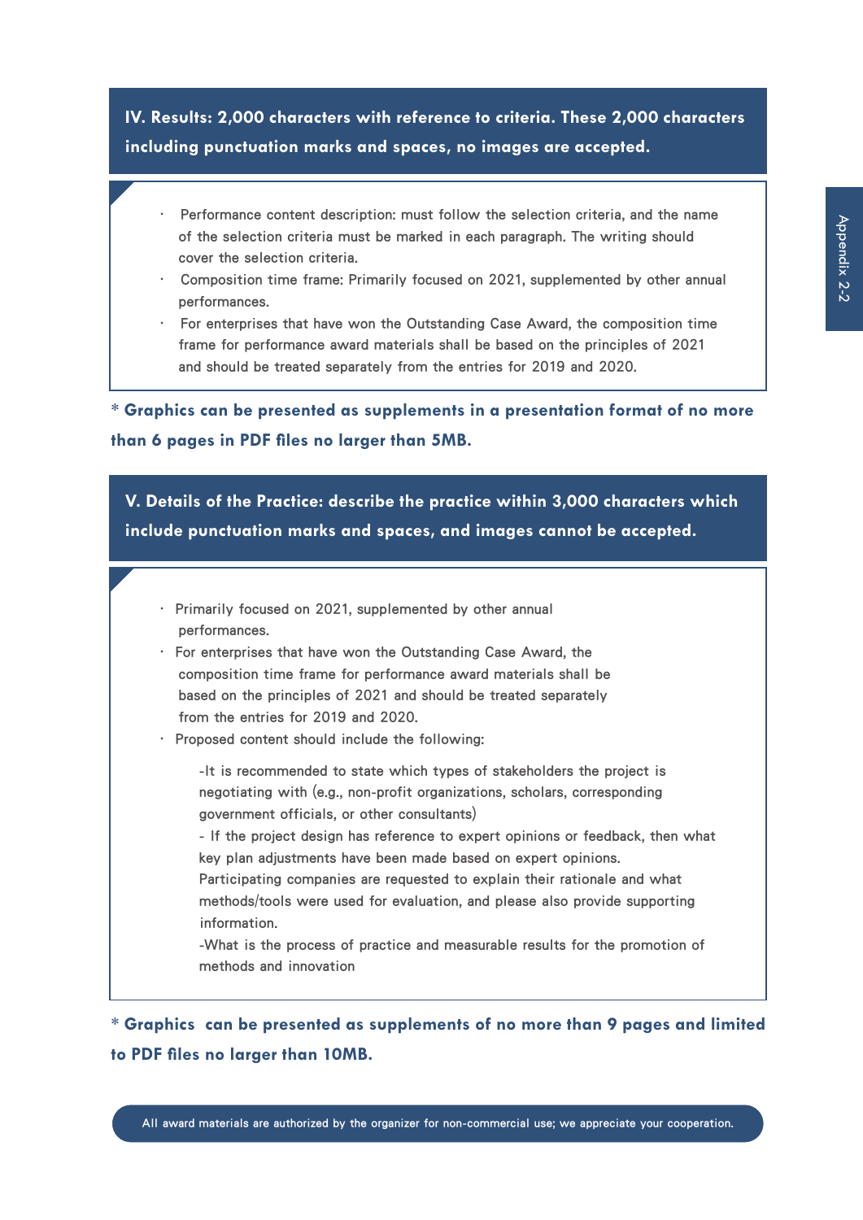## IV. Results: 2,000 characters with reference to criteria. These 2,000 characters including punctuation marks and spaces, no images are accepted.

- Performance content description: must follow the selection criteria, and the name of the selection criteria must be marked in each paragraph. The writing should cover the selection criteria.
- Composition time frame: Primarily focused on 2021, supplemented by other annual performances.
- For enterprises that have won the Outstanding Case Award, the composition time frame for performance award materials shall be based on the principles of 2021 and should be treated separately from the entries for 2019 and 2020.

**\* Graphics can be presented as supplements in a presentation format of no more than 6 pages in PDF files no larger than 5MB.**

## V. Details of the Practice: describe the practice within 3,000 characters which include punctuation marks and spaces, and images cannot be accepted.

- Primarily focused on 2021, supplemented by other annual performances.
- For enterprises that have won the Outstanding Case Award, the composition time frame for performance award materials shall be based on the principles of 2021 and should be treated separately from the entries for 2019 and 2020.
- Proposed content should include the following:

  -It is recommended to state which types of stakeholders the project is negotiating with (e.g., non-profit organizations, scholars, corresponding government officials, or other consultants)
  
  - If the project design has reference to expert opinions or feedback, then what key plan adjustments have been made based on expert opinions. Participating companies are requested to explain their rationale and what methods/tools were used for evaluation, and please also provide supporting information.
  
  -What is the process of practice and measurable results for the promotion of methods and innovation

**\* Graphics can be presented as supplements of no more than 9 pages and limited to PDF files no larger than 10MB.**

All award materials are authorized by the organizer for non-commercial use; we appreciate your cooperation.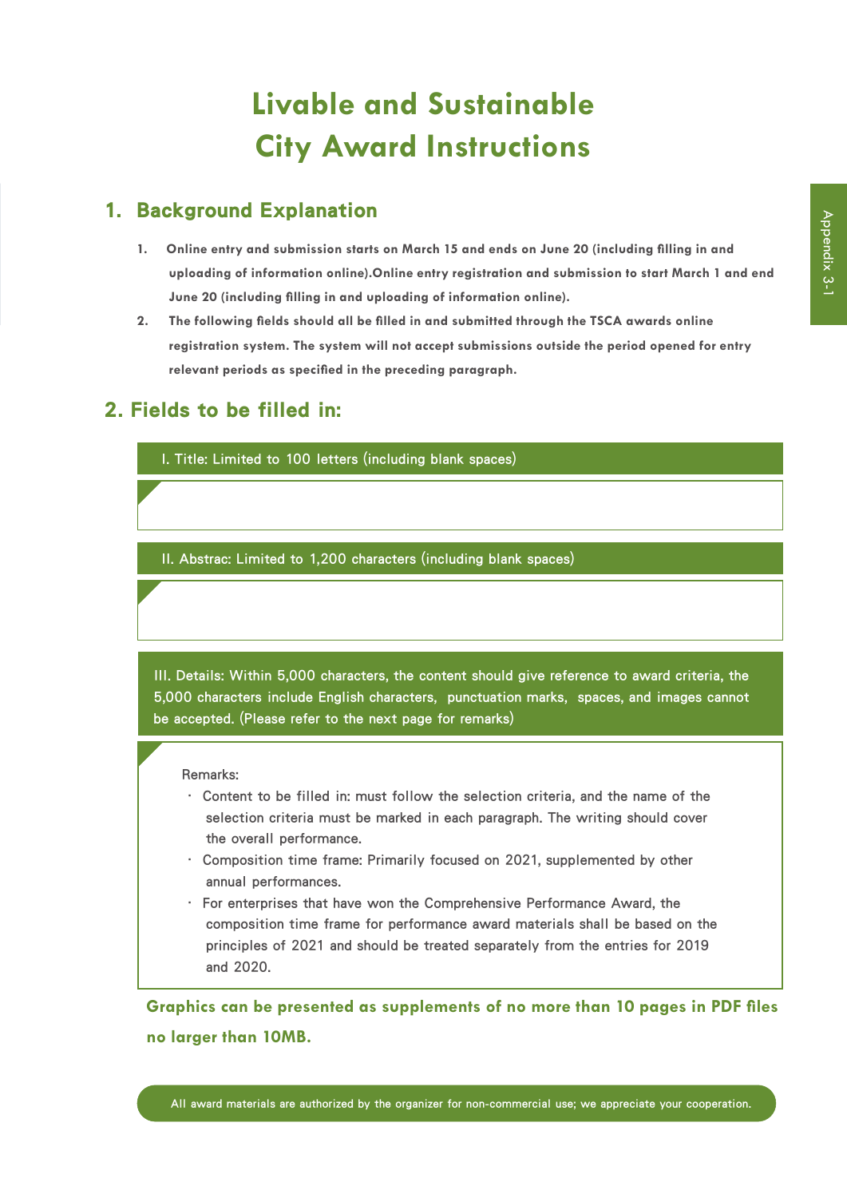# Livable and Sustainable City Award Instructions

## 1. Background Explanation

1. **Online entry and submission starts on March 15 and ends on June 20 (including filling in and uploading of information online).Online entry registration and submission to start March 1 and end June 20 (including filling in and uploading of information online).**
2. **The following fields should all be filled in and submitted through the TSCA awards online registration system. The system will not accept submissions outside the period opened for entry relevant periods as specified in the preceding paragraph.**

## 2. Fields to be filled in:

I. Title: Limited to 100 letters (including blank spaces)

II. Abstrac: Limited to 1,200 characters (including blank spaces)

III. Details: Within 5,000 characters, the content should give reference to award criteria, the 5,000 characters include English characters, punctuation marks, spaces, and images cannot be accepted. (Please refer to the next page for remarks)

Remarks:

- Content to be filled in: must follow the selection criteria, and the name of the selection criteria must be marked in each paragraph. The writing should cover the overall performance.
- Composition time frame: Primarily focused on 2021, supplemented by other annual performances.
- For enterprises that have won the Comprehensive Performance Award, the composition time frame for performance award materials shall be based on the principles of 2021 and should be treated separately from the entries for 2019 and 2020.

**Graphics can be presented as supplements of no more than 10 pages in PDF files no larger than 10MB.**

All award materials are authorized by the organizer for non-commercial use; we appreciate your cooperation.

Appendix 3-1